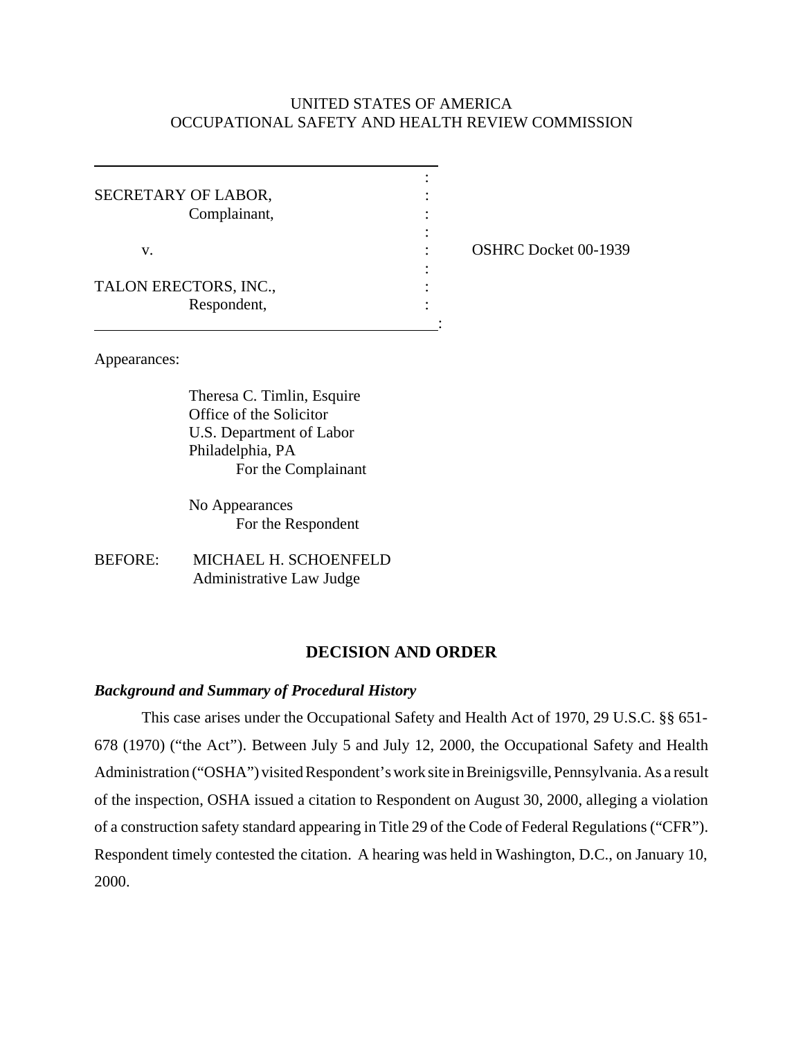UNITED STATES OF AMERICA
OCCUPATIONAL SAFETY AND HEALTH REVIEW COMMISSION

SECRETARY OF LABOR,
Complainant,

v.

TALON ERECTORS, INC.,
Respondent,

OSHRC Docket 00-1939

Appearances:

Theresa C. Timlin, Esquire
Office of the Solicitor
U.S. Department of Labor
Philadelphia, PA
For the Complainant

No Appearances
For the Respondent

BEFORE: MICHAEL H. SCHOENFELD
Administrative Law Judge

## DECISION AND ORDER

### *Background and Summary of Procedural History*

This case arises under the Occupational Safety and Health Act of 1970, 29 U.S.C. §§ 651-678 (1970) ("the Act"). Between July 5 and July 12, 2000, the Occupational Safety and Health Administration ("OSHA") visited Respondent's work site in Breinigsville, Pennsylvania. As a result of the inspection, OSHA issued a citation to Respondent on August 30, 2000, alleging a violation of a construction safety standard appearing in Title 29 of the Code of Federal Regulations ("CFR"). Respondent timely contested the citation. A hearing was held in Washington, D.C., on January 10, 2000.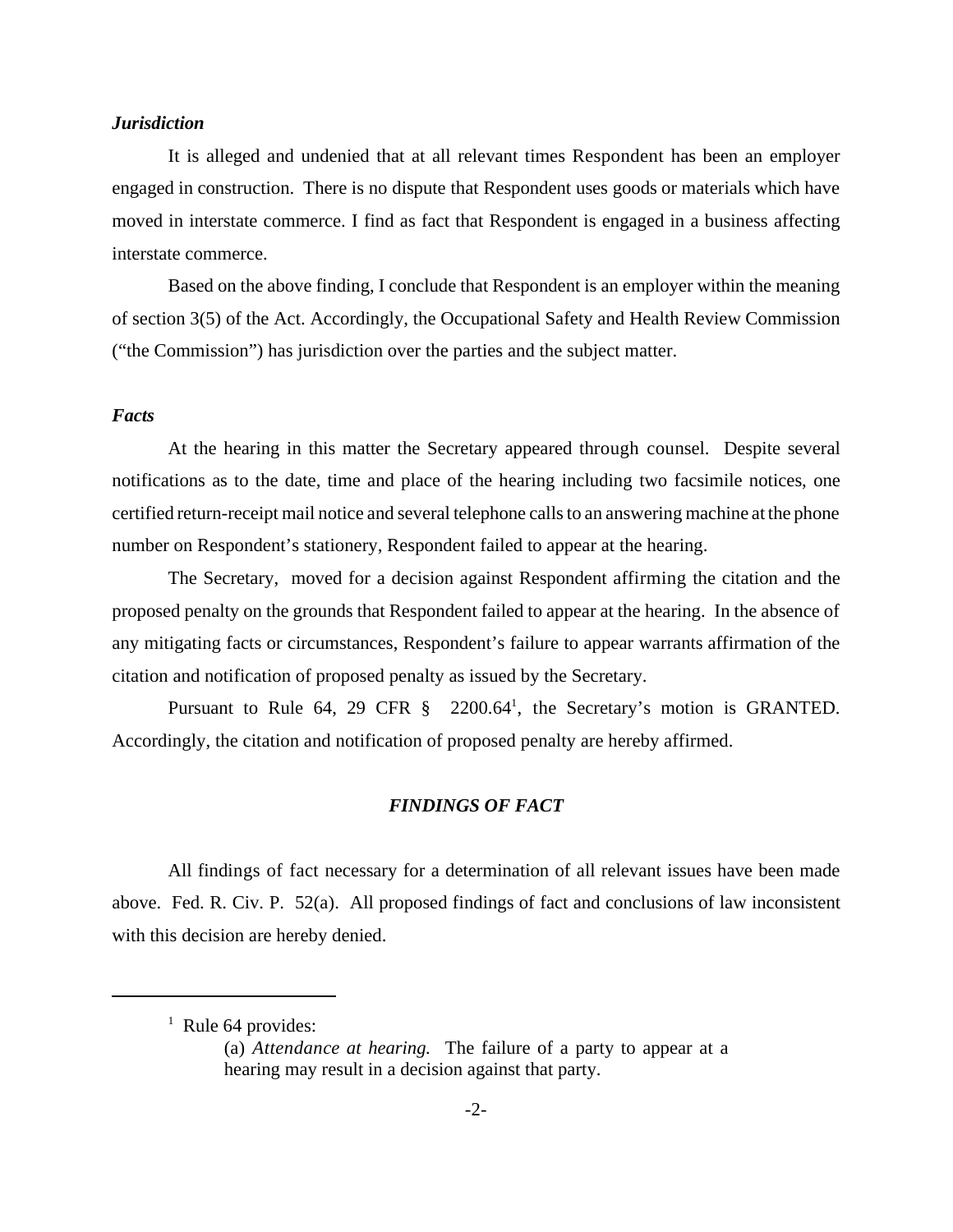***Jurisdiction***

It is alleged and undenied that at all relevant times Respondent has been an employer engaged in construction. There is no dispute that Respondent uses goods or materials which have moved in interstate commerce. I find as fact that Respondent is engaged in a business affecting interstate commerce.

Based on the above finding, I conclude that Respondent is an employer within the meaning of section 3(5) of the Act. Accordingly, the Occupational Safety and Health Review Commission ("the Commission") has jurisdiction over the parties and the subject matter.

***Facts***

At the hearing in this matter the Secretary appeared through counsel. Despite several notifications as to the date, time and place of the hearing including two facsimile notices, one certified return-receipt mail notice and several telephone calls to an answering machine at the phone number on Respondent's stationery, Respondent failed to appear at the hearing.

The Secretary, moved for a decision against Respondent affirming the citation and the proposed penalty on the grounds that Respondent failed to appear at the hearing. In the absence of any mitigating facts or circumstances, Respondent's failure to appear warrants affirmation of the citation and notification of proposed penalty as issued by the Secretary.

Pursuant to Rule 64, 29 CFR § 2200.64[1], the Secretary's motion is GRANTED. Accordingly, the citation and notification of proposed penalty are hereby affirmed.

## ***FINDINGS OF FACT***

All findings of fact necessary for a determination of all relevant issues have been made above. Fed. R. Civ. P. 52(a). All proposed findings of fact and conclusions of law inconsistent with this decision are hereby denied.

---

[1] Rule 64 provides:

> (a) *Attendance at hearing.* The failure of a party to appear at a hearing may result in a decision against that party.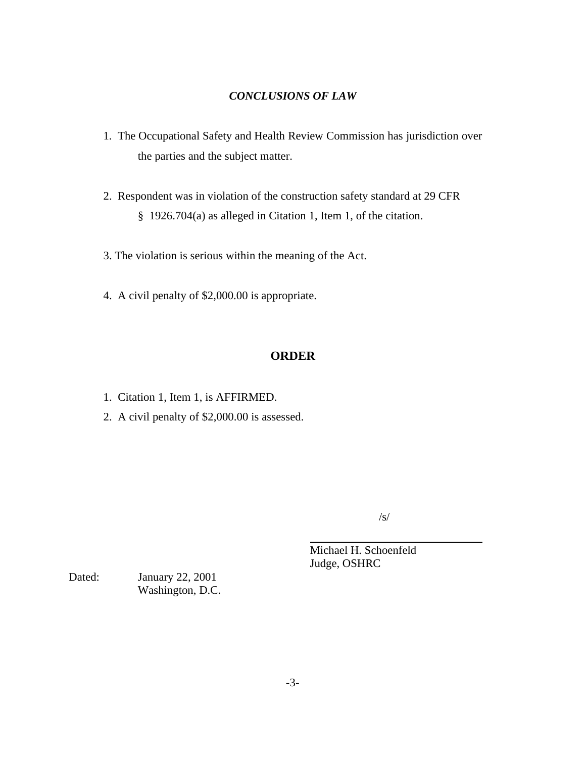## *CONCLUSIONS OF LAW*

1. The Occupational Safety and Health Review Commission has jurisdiction over the parties and the subject matter.

2. Respondent was in violation of the construction safety standard at 29 CFR § 1926.704(a) as alleged in Citation 1, Item 1, of the citation.

3. The violation is serious within the meaning of the Act.

4. A civil penalty of $2,000.00 is appropriate.

## **ORDER**

1. Citation 1, Item 1, is AFFIRMED.
2. A civil penalty of $2,000.00 is assessed.

/s/

Michael H. Schoenfeld
Judge, OSHRC

Dated: January 22, 2001
Washington, D.C.